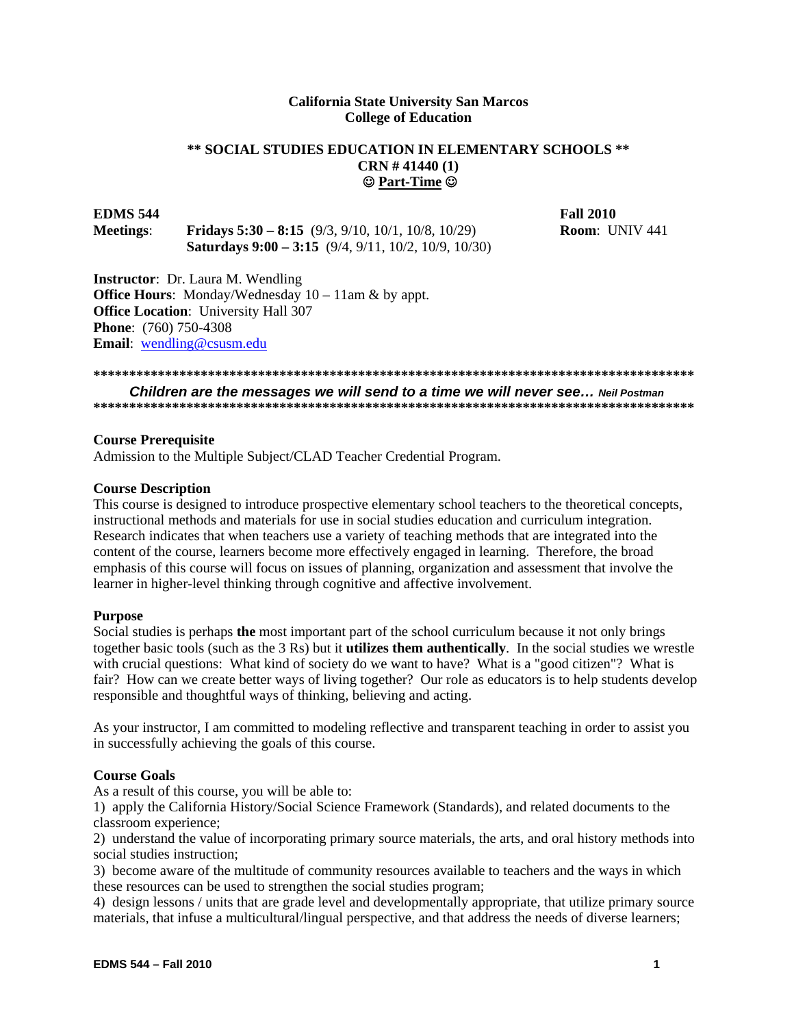**California State University San Marcos**
**College of Education**

**\*\* SOCIAL STUDIES EDUCATION IN ELEMENTARY SCHOOLS \*\***
**CRN # 41440 (1)**
**☺ Part-Time ☺**

**EDMS 544** **Fall 2010**

**Meetings**: **Fridays 5:30 – 8:15** (9/3, 9/10, 10/1, 10/8, 10/29) **Room**: UNIV 441
**Saturdays 9:00 – 3:15** (9/4, 9/11, 10/2, 10/9, 10/30)

**Instructor**: Dr. Laura M. Wendling
**Office Hours**: Monday/Wednesday 10 – 11am & by appt.
**Office Location**: University Hall 307
**Phone**: (760) 750-4308
**Email**: wendling@csusm.edu

\*\*\*\*\*\*\*\*\*\*\*\*\*\*\*\*\*\*\*\*\*\*\*\*\*\*\*\*\*\*\*\*\*\*\*\*\*\*\*\*\*\*\*\*\*\*\*\*\*\*\*\*\*\*\*\*\*\*\*\*\*\*\*\*\*\*\*\*\*\*\*\*\*\*\*\*\*\*\*\*\*\*\*\*

***Children are the messages we will send to a time we will never see…*** ***Neil Postman***

\*\*\*\*\*\*\*\*\*\*\*\*\*\*\*\*\*\*\*\*\*\*\*\*\*\*\*\*\*\*\*\*\*\*\*\*\*\*\*\*\*\*\*\*\*\*\*\*\*\*\*\*\*\*\*\*\*\*\*\*\*\*\*\*\*\*\*\*\*\*\*\*\*\*\*\*\*\*\*\*\*\*\*\*

### Course Prerequisite

Admission to the Multiple Subject/CLAD Teacher Credential Program.

### Course Description

This course is designed to introduce prospective elementary school teachers to the theoretical concepts, instructional methods and materials for use in social studies education and curriculum integration. Research indicates that when teachers use a variety of teaching methods that are integrated into the content of the course, learners become more effectively engaged in learning. Therefore, the broad emphasis of this course will focus on issues of planning, organization and assessment that involve the learner in higher-level thinking through cognitive and affective involvement.

### Purpose

Social studies is perhaps **the** most important part of the school curriculum because it not only brings together basic tools (such as the 3 Rs) but it **utilizes them authentically**. In the social studies we wrestle with crucial questions: What kind of society do we want to have? What is a "good citizen"? What is fair? How can we create better ways of living together? Our role as educators is to help students develop responsible and thoughtful ways of thinking, believing and acting.

As your instructor, I am committed to modeling reflective and transparent teaching in order to assist you in successfully achieving the goals of this course.

### Course Goals

As a result of this course, you will be able to:

1) apply the California History/Social Science Framework (Standards), and related documents to the classroom experience;
2) understand the value of incorporating primary source materials, the arts, and oral history methods into social studies instruction;
3) become aware of the multitude of community resources available to teachers and the ways in which these resources can be used to strengthen the social studies program;
4) design lessons / units that are grade level and developmentally appropriate, that utilize primary source materials, that infuse a multicultural/lingual perspective, and that address the needs of diverse learners;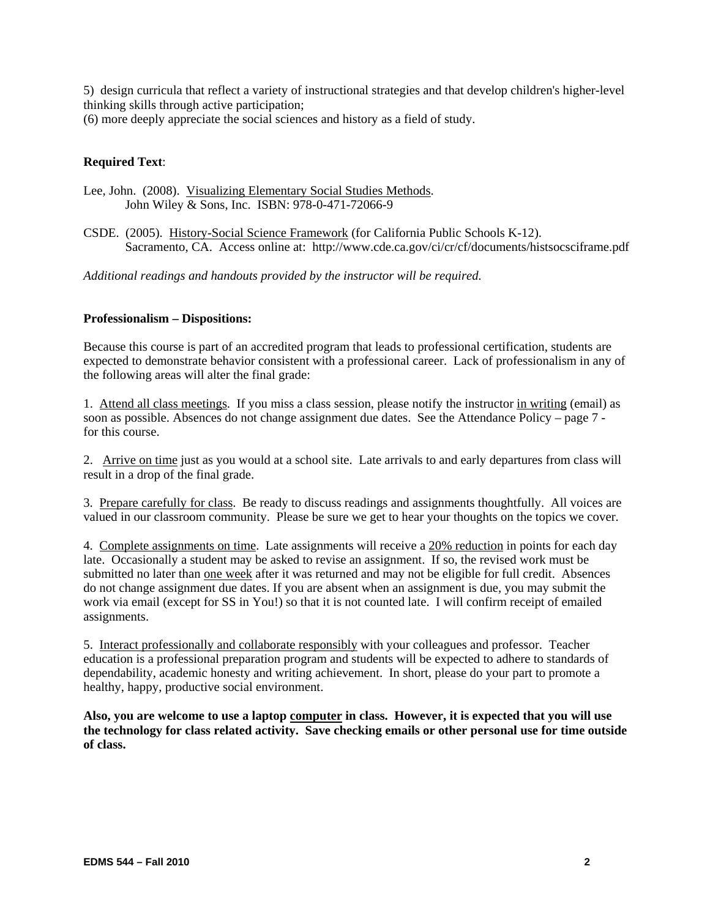5) design curricula that reflect a variety of instructional strategies and that develop children's higher-level thinking skills through active participation;
(6) more deeply appreciate the social sciences and history as a field of study.

**Required Text**:

Lee, John. (2008). Visualizing Elementary Social Studies Methods. John Wiley & Sons, Inc. ISBN: 978-0-471-72066-9

CSDE. (2005). History-Social Science Framework (for California Public Schools K-12). Sacramento, CA. Access online at: http://www.cde.ca.gov/ci/cr/cf/documents/histsocsciframe.pdf

*Additional readings and handouts provided by the instructor will be required.*

**Professionalism – Dispositions:**

Because this course is part of an accredited program that leads to professional certification, students are expected to demonstrate behavior consistent with a professional career. Lack of professionalism in any of the following areas will alter the final grade:

1. Attend all class meetings. If you miss a class session, please notify the instructor in writing (email) as soon as possible. Absences do not change assignment due dates. See the Attendance Policy – page 7 - for this course.

2. Arrive on time just as you would at a school site. Late arrivals to and early departures from class will result in a drop of the final grade.

3. Prepare carefully for class. Be ready to discuss readings and assignments thoughtfully. All voices are valued in our classroom community. Please be sure we get to hear your thoughts on the topics we cover.

4. Complete assignments on time. Late assignments will receive a 20% reduction in points for each day late. Occasionally a student may be asked to revise an assignment. If so, the revised work must be submitted no later than one week after it was returned and may not be eligible for full credit. Absences do not change assignment due dates. If you are absent when an assignment is due, you may submit the work via email (except for SS in You!) so that it is not counted late. I will confirm receipt of emailed assignments.

5. Interact professionally and collaborate responsibly with your colleagues and professor. Teacher education is a professional preparation program and students will be expected to adhere to standards of dependability, academic honesty and writing achievement. In short, please do your part to promote a healthy, happy, productive social environment.

**Also, you are welcome to use a laptop computer in class. However, it is expected that you will use the technology for class related activity. Save checking emails or other personal use for time outside of class.**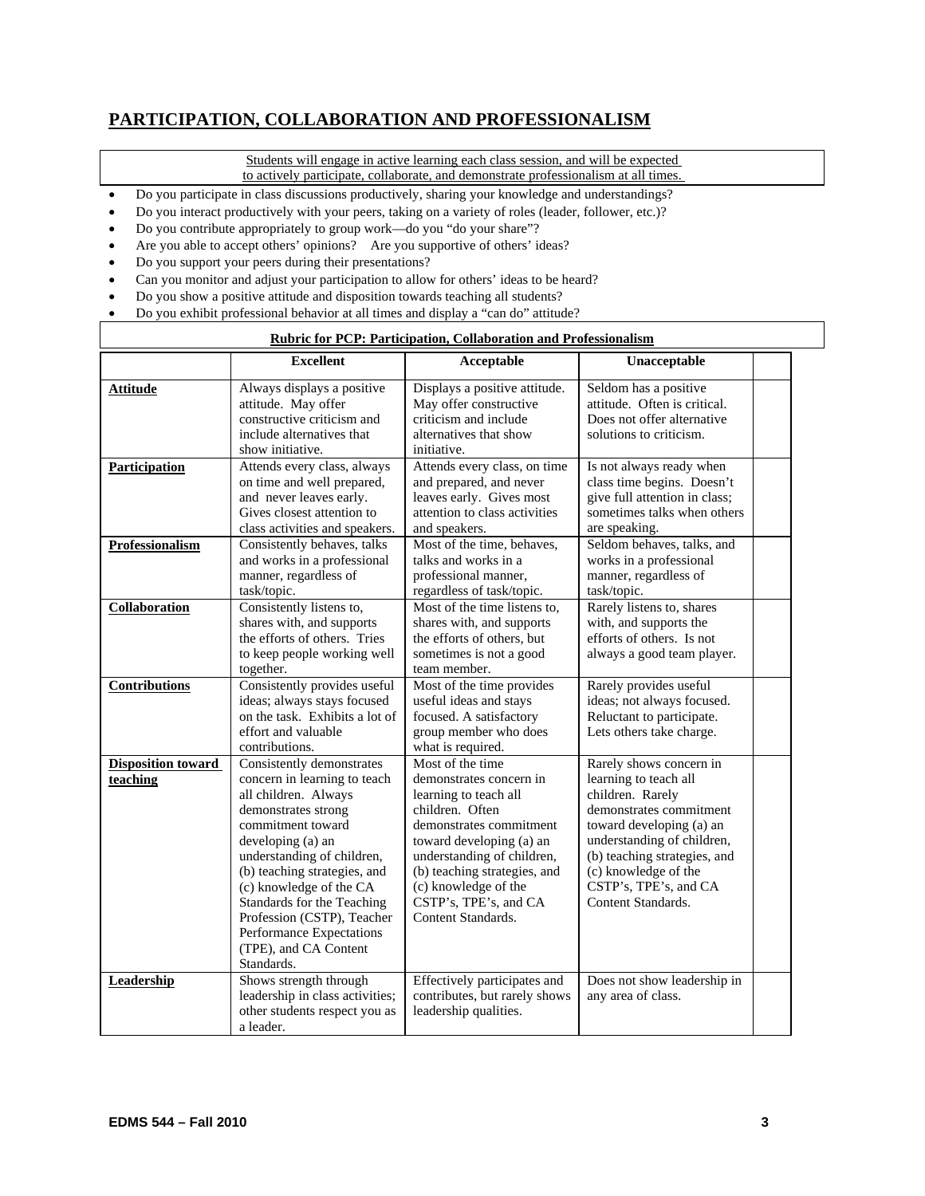## PARTICIPATION, COLLABORATION AND PROFESSIONALISM

Students will engage in active learning each class session, and will be expected to actively participate, collaborate, and demonstrate professionalism at all times.

- Do you participate in class discussions productively, sharing your knowledge and understandings?
- Do you interact productively with your peers, taking on a variety of roles (leader, follower, etc.)?
- Do you contribute appropriately to group work—do you "do your share"?
- Are you able to accept others' opinions? Are you supportive of others' ideas?
- Do you support your peers during their presentations?
- Can you monitor and adjust your participation to allow for others' ideas to be heard?
- Do you show a positive attitude and disposition towards teaching all students?
- Do you exhibit professional behavior at all times and display a "can do" attitude?

**Rubric for PCP: Participation, Collaboration and Professionalism**

| | Excellent | Acceptable | Unacceptable | |
|---|---|---|---|---|
| **Attitude** | Always displays a positive attitude. May offer constructive criticism and include alternatives that show initiative. | Displays a positive attitude. May offer constructive criticism and include alternatives that show initiative. | Seldom has a positive attitude. Often is critical. Does not offer alternative solutions to criticism. | |
| **Participation** | Attends every class, always on time and well prepared, and never leaves early. Gives closest attention to class activities and speakers. | Attends every class, on time and prepared, and never leaves early. Gives most attention to class activities and speakers. | Is not always ready when class time begins. Doesn't give full attention in class; sometimes talks when others are speaking. | |
| **Professionalism** | Consistently behaves, talks and works in a professional manner, regardless of task/topic. | Most of the time, behaves, talks and works in a professional manner, regardless of task/topic. | Seldom behaves, talks, and works in a professional manner, regardless of task/topic. | |
| **Collaboration** | Consistently listens to, shares with, and supports the efforts of others. Tries to keep people working well together. | Most of the time listens to, shares with, and supports the efforts of others, but sometimes is not a good team member. | Rarely listens to, shares with, and supports the efforts of others. Is not always a good team player. | |
| **Contributions** | Consistently provides useful ideas; always stays focused on the task. Exhibits a lot of effort and valuable contributions. | Most of the time provides useful ideas and stays focused. A satisfactory group member who does what is required. | Rarely provides useful ideas; not always focused. Reluctant to participate. Lets others take charge. | |
| **Disposition toward teaching** | Consistently demonstrates concern in learning to teach all children. Always demonstrates strong commitment toward developing (a) an understanding of children, (b) teaching strategies, and (c) knowledge of the CA Standards for the Teaching Profession (CSTP), Teacher Performance Expectations (TPE), and CA Content Standards. | Most of the time demonstrates concern in learning to teach all children. Often demonstrates commitment toward developing (a) an understanding of children, (b) teaching strategies, and (c) knowledge of the CSTP's, TPE's, and CA Content Standards. | Rarely shows concern in learning to teach all children. Rarely demonstrates commitment toward developing (a) an understanding of children, (b) teaching strategies, and (c) knowledge of the CSTP's, TPE's, and CA Content Standards. | |
| **Leadership** | Shows strength through leadership in class activities; other students respect you as a leader. | Effectively participates and contributes, but rarely shows leadership qualities. | Does not show leadership in any area of class. | |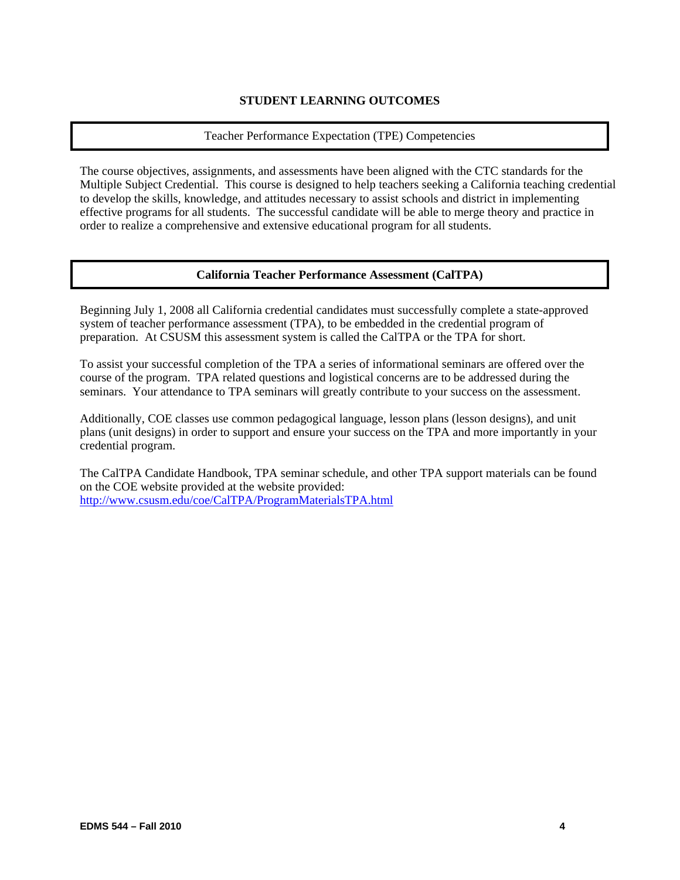## STUDENT LEARNING OUTCOMES

### Teacher Performance Expectation (TPE) Competencies

The course objectives, assignments, and assessments have been aligned with the CTC standards for the Multiple Subject Credential. This course is designed to help teachers seeking a California teaching credential to develop the skills, knowledge, and attitudes necessary to assist schools and district in implementing effective programs for all students. The successful candidate will be able to merge theory and practice in order to realize a comprehensive and extensive educational program for all students.

### California Teacher Performance Assessment (CalTPA)

Beginning July 1, 2008 all California credential candidates must successfully complete a state-approved system of teacher performance assessment (TPA), to be embedded in the credential program of preparation. At CSUSM this assessment system is called the CalTPA or the TPA for short.

To assist your successful completion of the TPA a series of informational seminars are offered over the course of the program. TPA related questions and logistical concerns are to be addressed during the seminars. Your attendance to TPA seminars will greatly contribute to your success on the assessment.

Additionally, COE classes use common pedagogical language, lesson plans (lesson designs), and unit plans (unit designs) in order to support and ensure your success on the TPA and more importantly in your credential program.

The CalTPA Candidate Handbook, TPA seminar schedule, and other TPA support materials can be found on the COE website provided at the website provided: [http://www.csusm.edu/coe/CalTPA/ProgramMaterialsTPA.html](http://www.csusm.edu/coe/CalTPA/ProgramMaterialsTPA.html)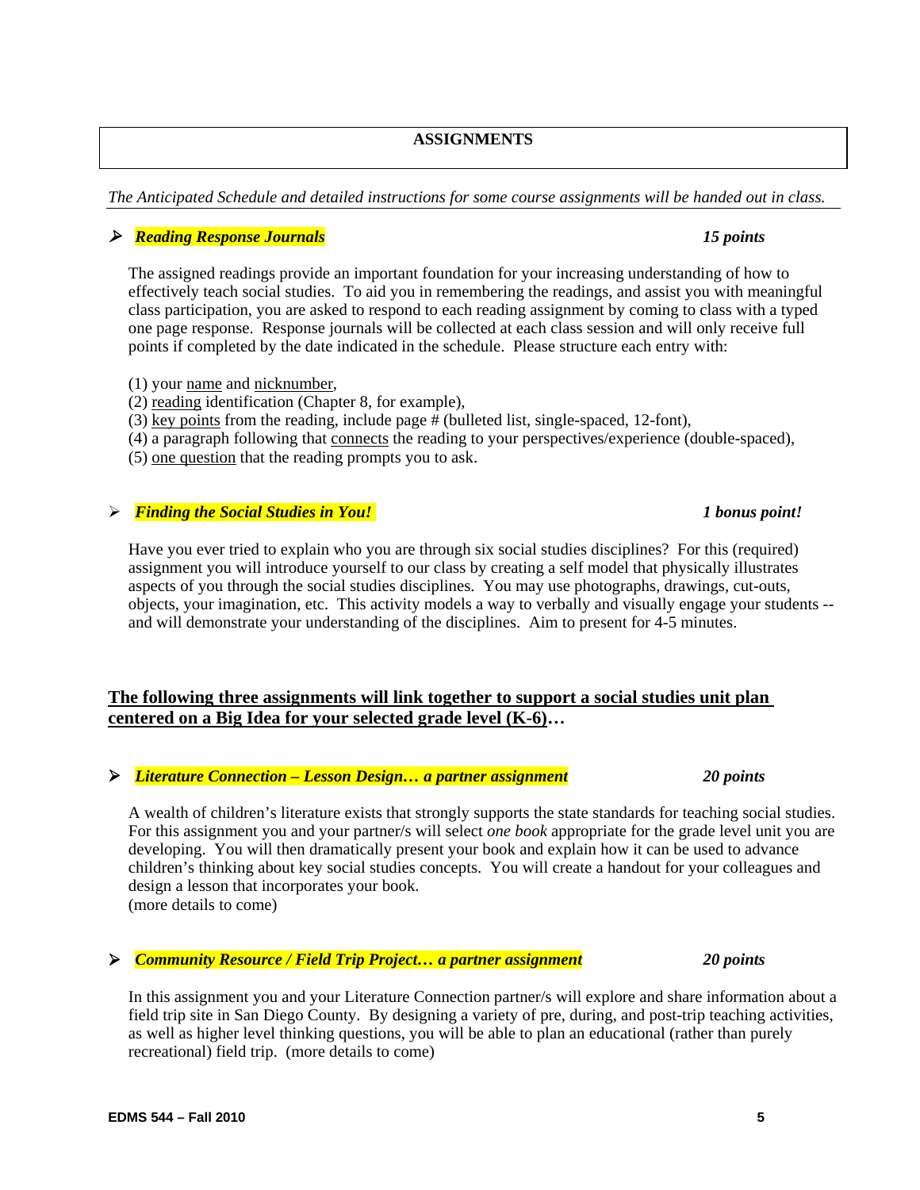## ASSIGNMENTS

*The Anticipated Schedule and detailed instructions for some course assignments will be handed out in class.*

- ***Reading Response Journals*** — ***15 points***

  The assigned readings provide an important foundation for your increasing understanding of how to effectively teach social studies. To aid you in remembering the readings, and assist you with meaningful class participation, you are asked to respond to each reading assignment by coming to class with a typed one page response. Response journals will be collected at each class session and will only receive full points if completed by the date indicated in the schedule. Please structure each entry with:

  (1) your name and nicknumber,
  (2) reading identification (Chapter 8, for example),
  (3) key points from the reading, include page # (bulleted list, single-spaced, 12-font),
  (4) a paragraph following that connects the reading to your perspectives/experience (double-spaced),
  (5) one question that the reading prompts you to ask.

- ***Finding the Social Studies in You!*** — ***1 bonus point!***

  Have you ever tried to explain who you are through six social studies disciplines? For this (required) assignment you will introduce yourself to our class by creating a self model that physically illustrates aspects of you through the social studies disciplines. You may use photographs, drawings, cut-outs, objects, your imagination, etc. This activity models a way to verbally and visually engage your students -- and will demonstrate your understanding of the disciplines. Aim to present for 4-5 minutes.

**The following three assignments will link together to support a social studies unit plan centered on a Big Idea for your selected grade level (K-6)…**

- ***Literature Connection – Lesson Design… a partner assignment*** — ***20 points***

  A wealth of children's literature exists that strongly supports the state standards for teaching social studies. For this assignment you and your partner/s will select *one book* appropriate for the grade level unit you are developing. You will then dramatically present your book and explain how it can be used to advance children's thinking about key social studies concepts. You will create a handout for your colleagues and design a lesson that incorporates your book.
  (more details to come)

- ***Community Resource / Field Trip Project… a partner assignment*** — ***20 points***

  In this assignment you and your Literature Connection partner/s will explore and share information about a field trip site in San Diego County. By designing a variety of pre, during, and post-trip teaching activities, as well as higher level thinking questions, you will be able to plan an educational (rather than purely recreational) field trip. (more details to come)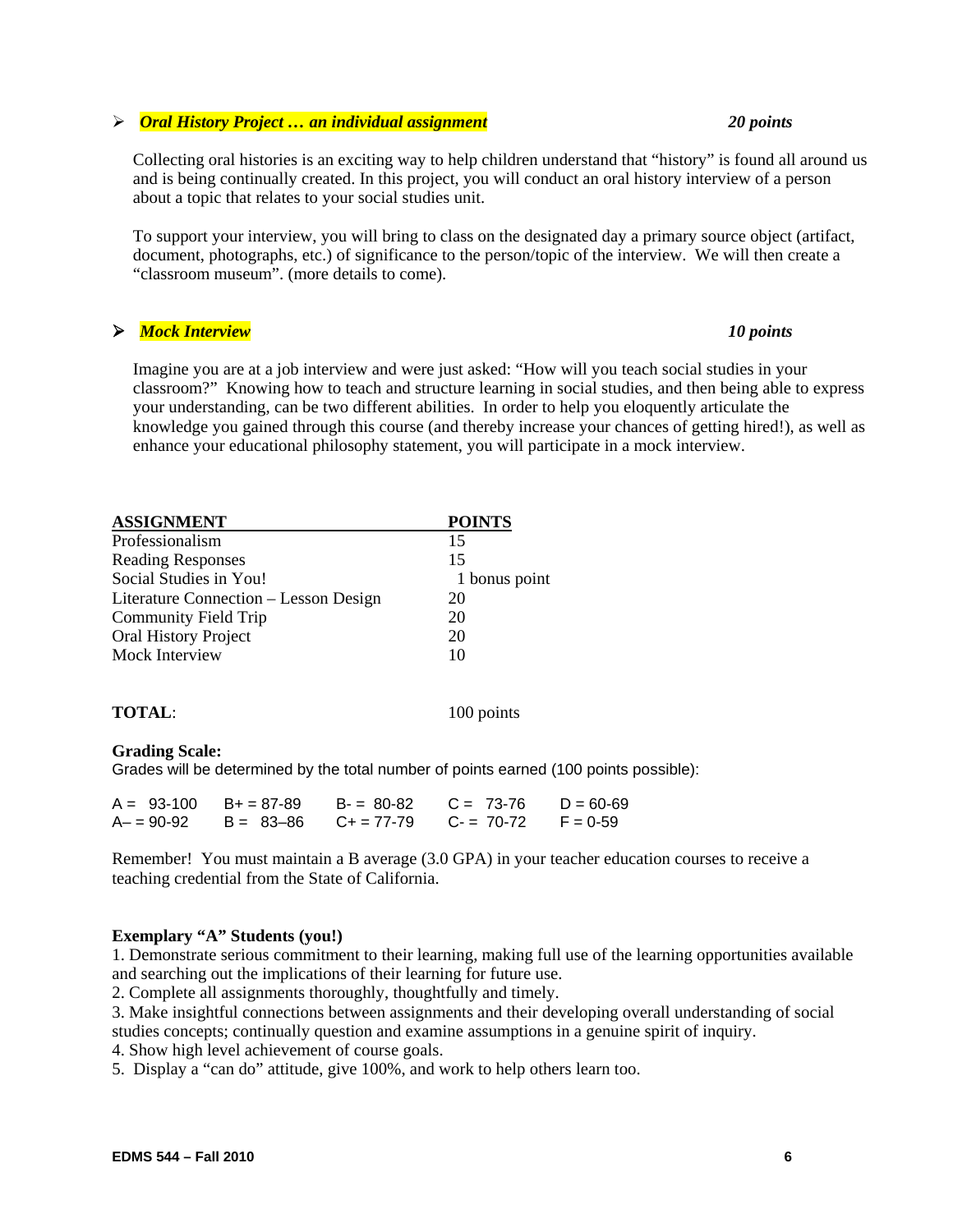- ***Oral History Project … an individual assignment*** ***20 points***

Collecting oral histories is an exciting way to help children understand that "history" is found all around us and is being continually created. In this project, you will conduct an oral history interview of a person about a topic that relates to your social studies unit.

To support your interview, you will bring to class on the designated day a primary source object (artifact, document, photographs, etc.) of significance to the person/topic of the interview. We will then create a "classroom museum". (more details to come).

- ***Mock Interview*** ***10 points***

Imagine you are at a job interview and were just asked: "How will you teach social studies in your classroom?" Knowing how to teach and structure learning in social studies, and then being able to express your understanding, can be two different abilities. In order to help you eloquently articulate the knowledge you gained through this course (and thereby increase your chances of getting hired!), as well as enhance your educational philosophy statement, you will participate in a mock interview.

| ASSIGNMENT | POINTS |
|---|---|
| Professionalism | 15 |
| Reading Responses | 15 |
| Social Studies in You! | 1 bonus point |
| Literature Connection – Lesson Design | 20 |
| Community Field Trip | 20 |
| Oral History Project | 20 |
| Mock Interview | 10 |
| **TOTAL**: | 100 points |

**Grading Scale:**
Grades will be determined by the total number of points earned (100 points possible):

| | | | | |
|---|---|---|---|---|
| A = 93-100 | B+ = 87-89 | B- = 80-82 | C = 73-76 | D = 60-69 |
| A– = 90-92 | B = 83–86 | C+ = 77-79 | C- = 70-72 | F = 0-59 |

Remember! You must maintain a B average (3.0 GPA) in your teacher education courses to receive a teaching credential from the State of California.

**Exemplary "A" Students (you!)**

1. Demonstrate serious commitment to their learning, making full use of the learning opportunities available and searching out the implications of their learning for future use.
2. Complete all assignments thoroughly, thoughtfully and timely.
3. Make insightful connections between assignments and their developing overall understanding of social studies concepts; continually question and examine assumptions in a genuine spirit of inquiry.
4. Show high level achievement of course goals.
5. Display a "can do" attitude, give 100%, and work to help others learn too.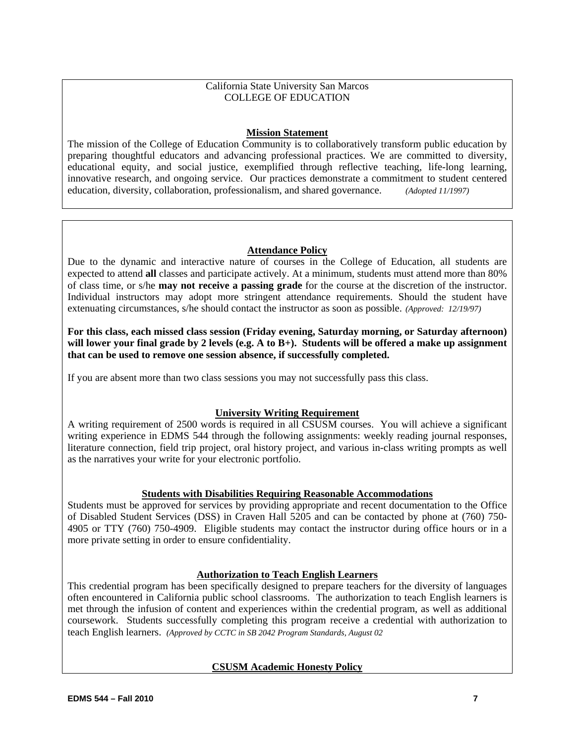California State University San Marcos
COLLEGE OF EDUCATION

## Mission Statement

The mission of the College of Education Community is to collaboratively transform public education by preparing thoughtful educators and advancing professional practices. We are committed to diversity, educational equity, and social justice, exemplified through reflective teaching, life-long learning, innovative research, and ongoing service. Our practices demonstrate a commitment to student centered education, diversity, collaboration, professionalism, and shared governance. *(Adopted 11/1997)*

## Attendance Policy

Due to the dynamic and interactive nature of courses in the College of Education, all students are expected to attend **all** classes and participate actively. At a minimum, students must attend more than 80% of class time, or s/he **may not receive a passing grade** for the course at the discretion of the instructor. Individual instructors may adopt more stringent attendance requirements. Should the student have extenuating circumstances, s/he should contact the instructor as soon as possible. *(Approved: 12/19/97)*

**For this class, each missed class session (Friday evening, Saturday morning, or Saturday afternoon) will lower your final grade by 2 levels (e.g. A to B+). Students will be offered a make up assignment that can be used to remove one session absence, if successfully completed.**

If you are absent more than two class sessions you may not successfully pass this class.

## University Writing Requirement

A writing requirement of 2500 words is required in all CSUSM courses. You will achieve a significant writing experience in EDMS 544 through the following assignments: weekly reading journal responses, literature connection, field trip project, oral history project, and various in-class writing prompts as well as the narratives your write for your electronic portfolio.

## Students with Disabilities Requiring Reasonable Accommodations

Students must be approved for services by providing appropriate and recent documentation to the Office of Disabled Student Services (DSS) in Craven Hall 5205 and can be contacted by phone at (760) 750-4905 or TTY (760) 750-4909. Eligible students may contact the instructor during office hours or in a more private setting in order to ensure confidentiality.

## Authorization to Teach English Learners

This credential program has been specifically designed to prepare teachers for the diversity of languages often encountered in California public school classrooms. The authorization to teach English learners is met through the infusion of content and experiences within the credential program, as well as additional coursework. Students successfully completing this program receive a credential with authorization to teach English learners. *(Approved by CCTC in SB 2042 Program Standards, August 02*

## CSUSM Academic Honesty Policy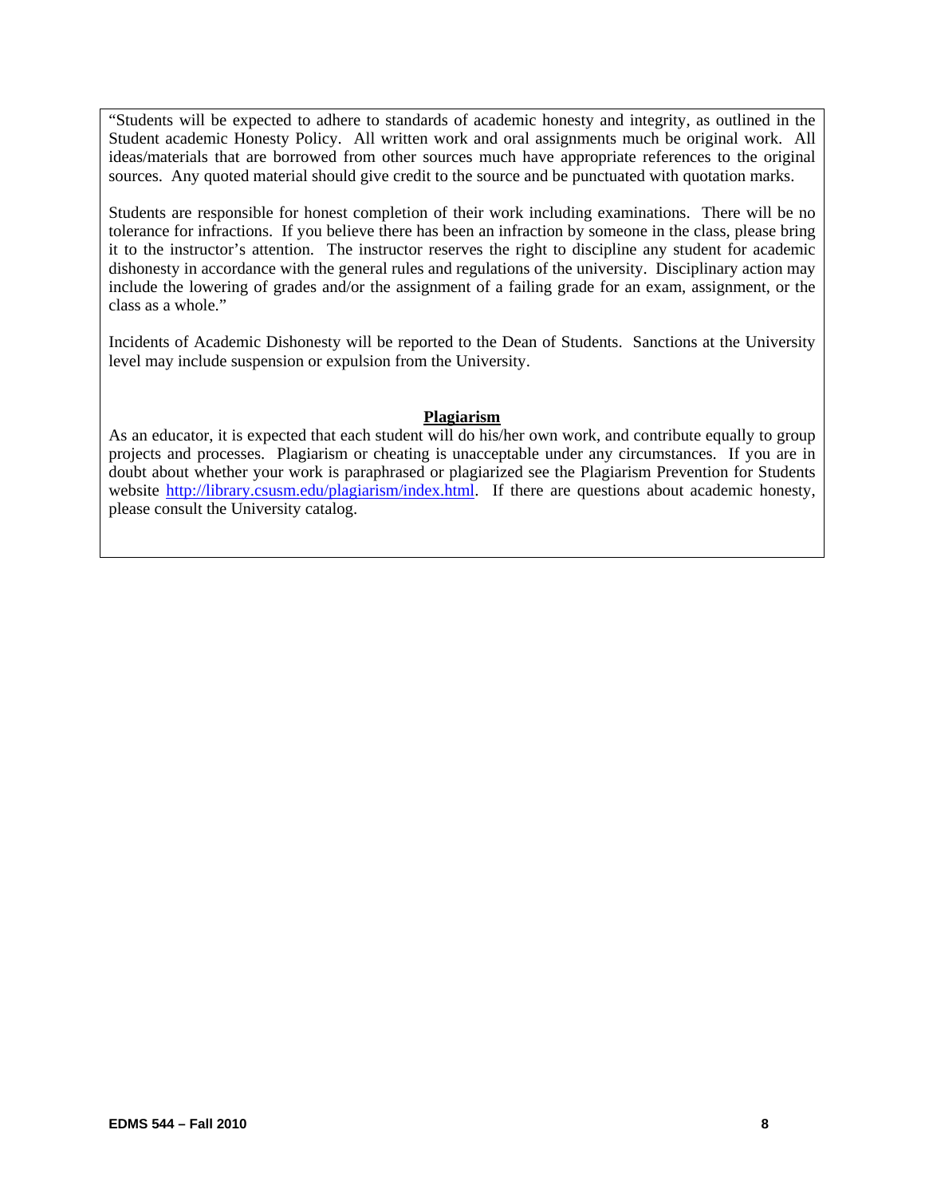"Students will be expected to adhere to standards of academic honesty and integrity, as outlined in the Student academic Honesty Policy. All written work and oral assignments much be original work. All ideas/materials that are borrowed from other sources much have appropriate references to the original sources. Any quoted material should give credit to the source and be punctuated with quotation marks.

Students are responsible for honest completion of their work including examinations. There will be no tolerance for infractions. If you believe there has been an infraction by someone in the class, please bring it to the instructor's attention. The instructor reserves the right to discipline any student for academic dishonesty in accordance with the general rules and regulations of the university. Disciplinary action may include the lowering of grades and/or the assignment of a failing grade for an exam, assignment, or the class as a whole."

Incidents of Academic Dishonesty will be reported to the Dean of Students. Sanctions at the University level may include suspension or expulsion from the University.

**Plagiarism**

As an educator, it is expected that each student will do his/her own work, and contribute equally to group projects and processes. Plagiarism or cheating is unacceptable under any circumstances. If you are in doubt about whether your work is paraphrased or plagiarized see the Plagiarism Prevention for Students website http://library.csusm.edu/plagiarism/index.html. If there are questions about academic honesty, please consult the University catalog.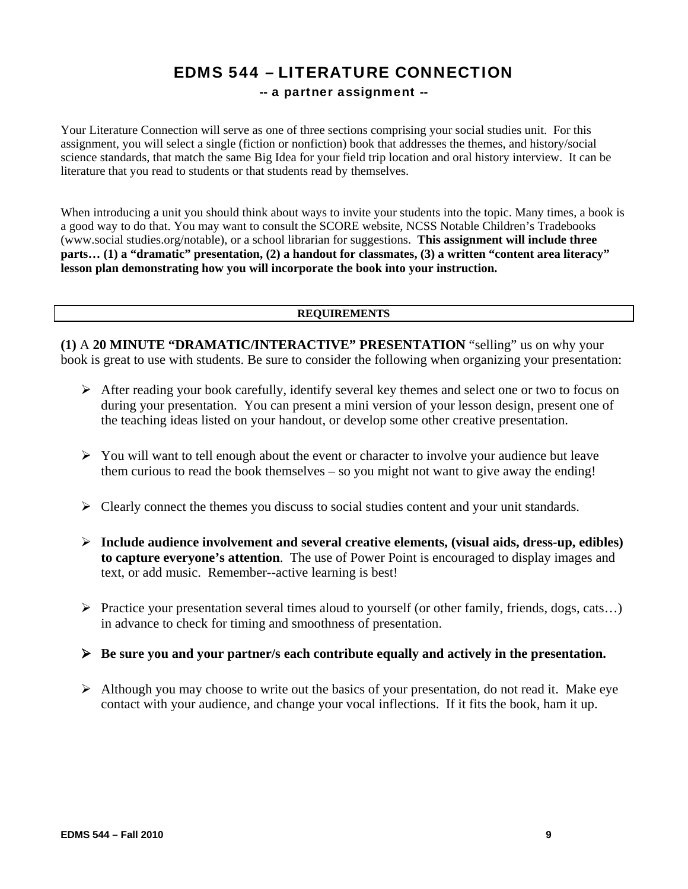# EDMS 544 – LITERATURE CONNECTION

**-- a partner assignment --**

Your Literature Connection will serve as one of three sections comprising your social studies unit. For this assignment, you will select a single (fiction or nonfiction) book that addresses the themes, and history/social science standards, that match the same Big Idea for your field trip location and oral history interview. It can be literature that you read to students or that students read by themselves.

When introducing a unit you should think about ways to invite your students into the topic. Many times, a book is a good way to do that. You may want to consult the SCORE website, NCSS Notable Children's Tradebooks (www.social studies.org/notable), or a school librarian for suggestions. **This assignment will include three parts… (1) a "dramatic" presentation, (2) a handout for classmates, (3) a written "content area literacy" lesson plan demonstrating how you will incorporate the book into your instruction.**

| REQUIREMENTS |
|---|

**(1)** A **20 MINUTE "DRAMATIC/INTERACTIVE" PRESENTATION** "selling" us on why your book is great to use with students. Be sure to consider the following when organizing your presentation:

- After reading your book carefully, identify several key themes and select one or two to focus on during your presentation. You can present a mini version of your lesson design, present one of the teaching ideas listed on your handout, or develop some other creative presentation.
- You will want to tell enough about the event or character to involve your audience but leave them curious to read the book themselves – so you might not want to give away the ending!
- Clearly connect the themes you discuss to social studies content and your unit standards.
- **Include audience involvement and several creative elements, (visual aids, dress-up, edibles) to capture everyone's attention**. The use of Power Point is encouraged to display images and text, or add music. Remember--active learning is best!
- Practice your presentation several times aloud to yourself (or other family, friends, dogs, cats…) in advance to check for timing and smoothness of presentation.
- **Be sure you and your partner/s each contribute equally and actively in the presentation.**
- Although you may choose to write out the basics of your presentation, do not read it. Make eye contact with your audience, and change your vocal inflections. If it fits the book, ham it up.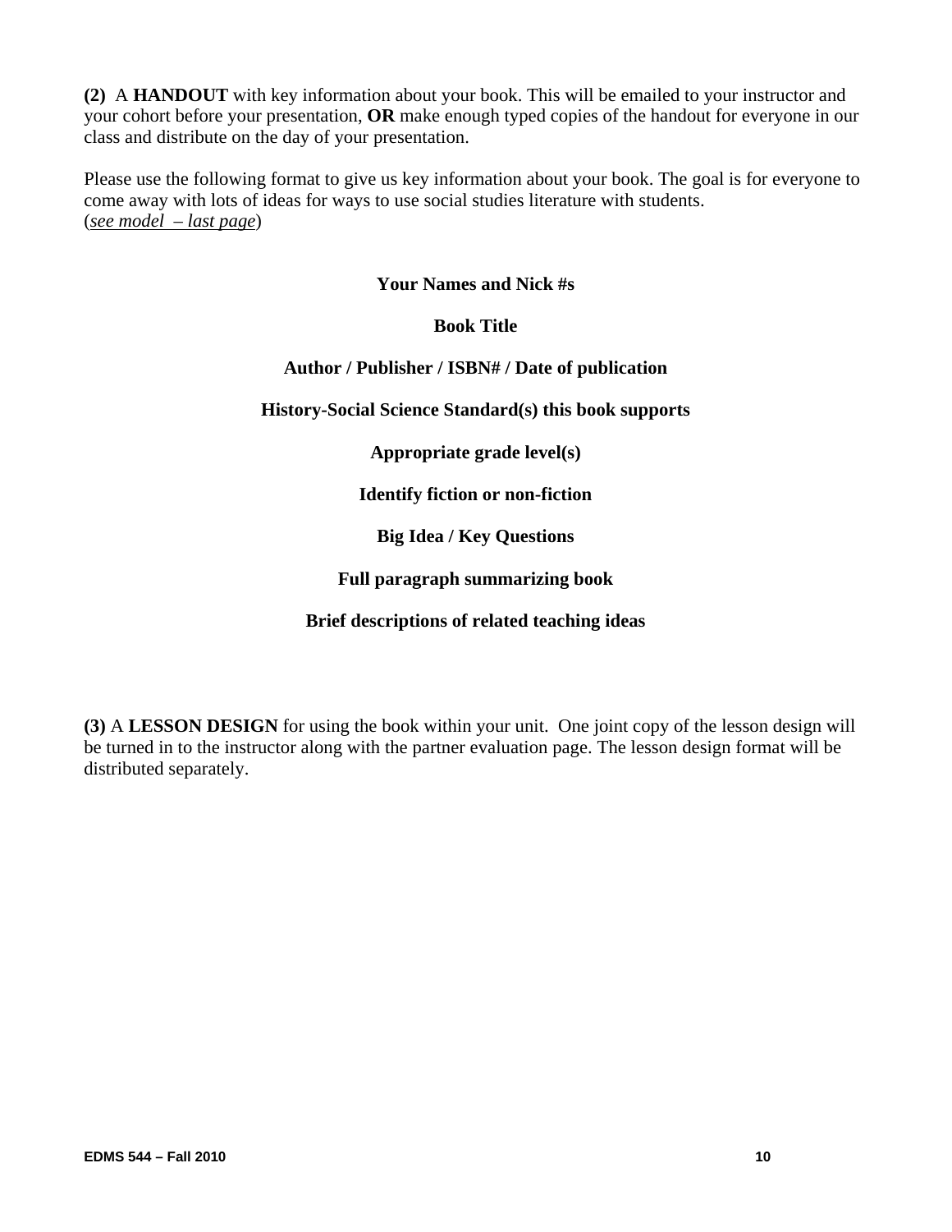**(2)** A **HANDOUT** with key information about your book. This will be emailed to your instructor and your cohort before your presentation, **OR** make enough typed copies of the handout for everyone in our class and distribute on the day of your presentation.

Please use the following format to give us key information about your book. The goal is for everyone to come away with lots of ideas for ways to use social studies literature with students.
(*see model – last page*)

**Your Names and Nick #s**

**Book Title**

**Author / Publisher / ISBN# / Date of publication**

**History-Social Science Standard(s) this book supports**

**Appropriate grade level(s)**

**Identify fiction or non-fiction**

**Big Idea / Key Questions**

**Full paragraph summarizing book**

**Brief descriptions of related teaching ideas**

**(3)** A **LESSON DESIGN** for using the book within your unit. One joint copy of the lesson design will be turned in to the instructor along with the partner evaluation page. The lesson design format will be distributed separately.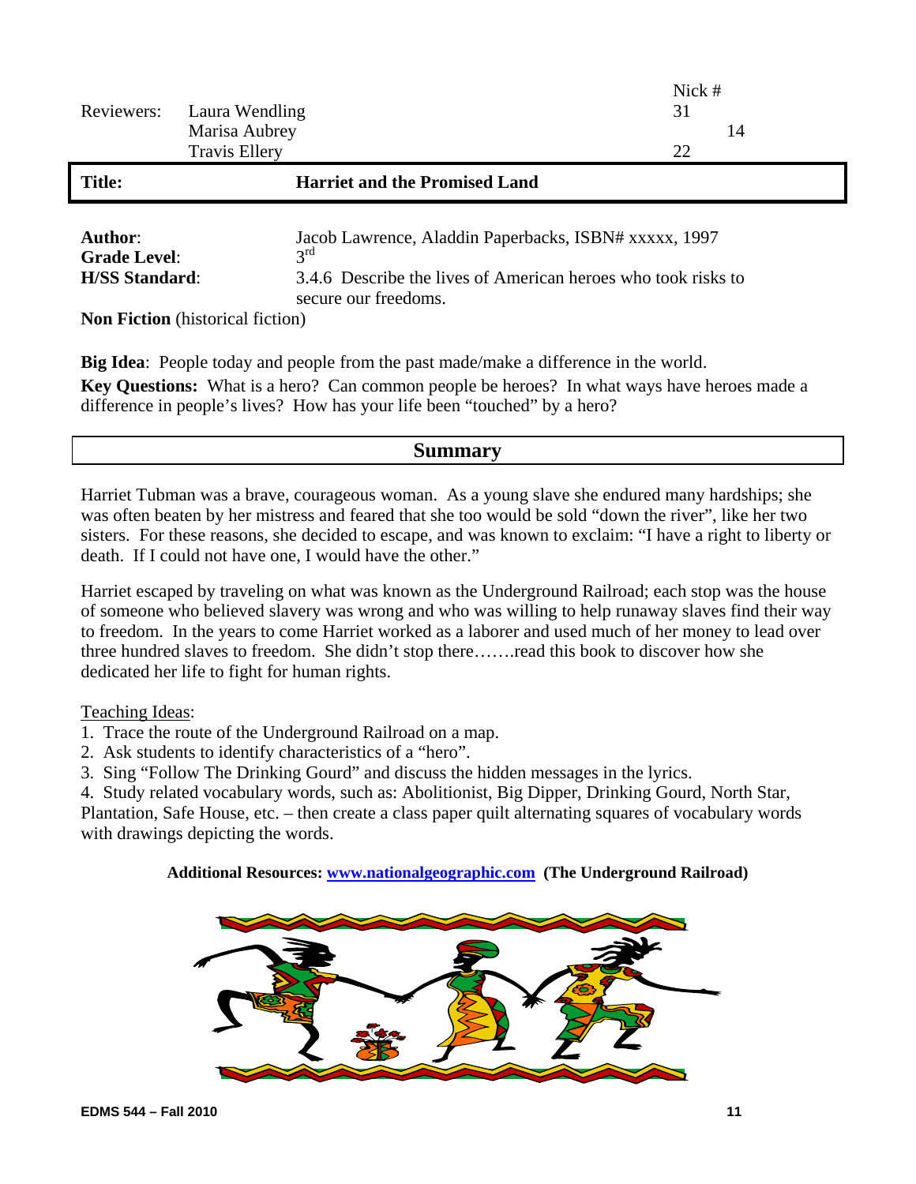| Reviewers: | | Nick # |
|---|---|---|
| | Laura Wendling | 31 |
| | Marisa Aubrey | 14 |
| | Travis Ellery | 22 |

| **Title:** | **Harriet and the Promised Land** |
|---|---|

**Author**: Jacob Lawrence, Aladdin Paperbacks, ISBN# xxxxx, 1997
**Grade Level**: 3rd
**H/SS Standard**: 3.4.6 Describe the lives of American heroes who took risks to secure our freedoms.
**Non Fiction** (historical fiction)

**Big Idea**: People today and people from the past made/make a difference in the world.

**Key Questions:** What is a hero? Can common people be heroes? In what ways have heroes made a difference in people's lives? How has your life been "touched" by a hero?

## Summary

Harriet Tubman was a brave, courageous woman. As a young slave she endured many hardships; she was often beaten by her mistress and feared that she too would be sold "down the river", like her two sisters. For these reasons, she decided to escape, and was known to exclaim: "I have a right to liberty or death. If I could not have one, I would have the other."

Harriet escaped by traveling on what was known as the Underground Railroad; each stop was the house of someone who believed slavery was wrong and who was willing to help runaway slaves find their way to freedom. In the years to come Harriet worked as a laborer and used much of her money to lead over three hundred slaves to freedom. She didn't stop there…….read this book to discover how she dedicated her life to fight for human rights.

Teaching Ideas:

1. Trace the route of the Underground Railroad on a map.
2. Ask students to identify characteristics of a "hero".
3. Sing "Follow The Drinking Gourd" and discuss the hidden messages in the lyrics.
4. Study related vocabulary words, such as: Abolitionist, Big Dipper, Drinking Gourd, North Star, Plantation, Safe House, etc. – then create a class paper quilt alternating squares of vocabulary words with drawings depicting the words.

**Additional Resources: www.nationalgeographic.com (The Underground Railroad)**